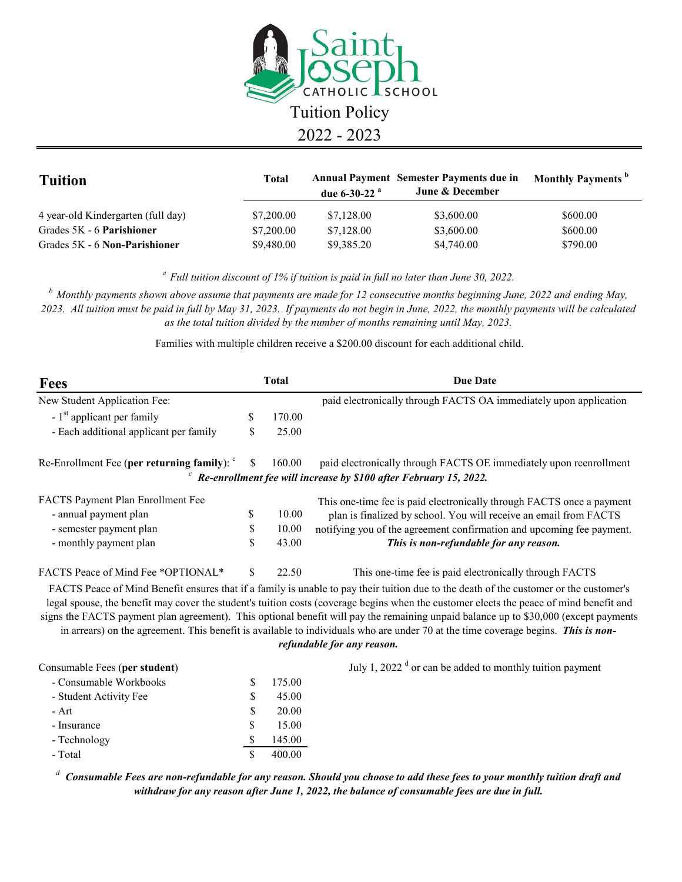# Saint Joseph Catholic School

## Tuition Policy

## 2022 - 2023

| Tuition | Total | Annual Payment due 6-30-22 [a] | Semester Payments due in June & December | Monthly Payments [b] |
|---|---|---|---|---|
| 4 year-old Kindergarten (full day) | $7,200.00 | $7,128.00 | $3,600.00 | $600.00 |
| Grades 5K - 6 **Parishioner** | $7,200.00 | $7,128.00 | $3,600.00 | $600.00 |
| Grades 5K - 6 **Non-Parishioner** | $9,480.00 | $9,385.20 | $4,740.00 | $790.00 |

[a] *Full tuition discount of 1% if tuition is paid in full no later than June 30, 2022.*

[b] *Monthly payments shown above assume that payments are made for 12 consecutive months beginning June, 2022 and ending May, 2023. All tuition must be paid in full by May 31, 2023. If payments do not begin in June, 2022, the monthly payments will be calculated as the total tuition divided by the number of months remaining until May, 2023.*

Families with multiple children receive a $200.00 discount for each additional child.

| Fees | Total | Due Date |
|---|---|---|
| New Student Application Fee: | | paid electronically through FACTS OA immediately upon application |
| - 1st applicant per family | $ 170.00 | |
| - Each additional applicant per family | $ 25.00 | |
| Re-Enrollment Fee (**per returning family**): [c] | $ 160.00 | paid electronically through FACTS OE immediately upon reenrollment |

[c] ***Re-enrollment fee will increase by $100 after February 15, 2022.***

| | Total | Due Date |
|---|---|---|
| FACTS Payment Plan Enrollment Fee | | This one-time fee is paid electronically through FACTS once a payment plan is finalized by school. You will receive an email from FACTS notifying you of the agreement confirmation and upcoming fee payment. ***This is non-refundable for any reason.*** |
| - annual payment plan | $ 10.00 | |
| - semester payment plan | $ 10.00 | |
| - monthly payment plan | $ 43.00 | |
| FACTS Peace of Mind Fee *OPTIONAL* | $ 22.50 | This one-time fee is paid electronically through FACTS |

FACTS Peace of Mind Benefit ensures that if a family is unable to pay their tuition due to the death of the customer or the customer's legal spouse, the benefit may cover the student's tuition costs (coverage begins when the customer elects the peace of mind benefit and signs the FACTS payment plan agreement). This optional benefit will pay the remaining unpaid balance up to $30,000 (except payments in arrears) on the agreement. This benefit is available to individuals who are under 70 at the time coverage begins. ***This is non-refundable for any reason.***

| Consumable Fees (**per student**) | Total | Due Date |
|---|---|---|
| - Consumable Workbooks | $ 175.00 | July 1, 2022 [d] or can be added to monthly tuition payment |
| - Student Activity Fee | $ 45.00 | |
| - Art | $ 20.00 | |
| - Insurance | $ 15.00 | |
| - Technology | $ 145.00 | |
| - Total | $ 400.00 | |

[d] ***Consumable Fees are non-refundable for any reason. Should you choose to add these fees to your monthly tuition draft and withdraw for any reason after June 1, 2022, the balance of consumable fees are due in full.***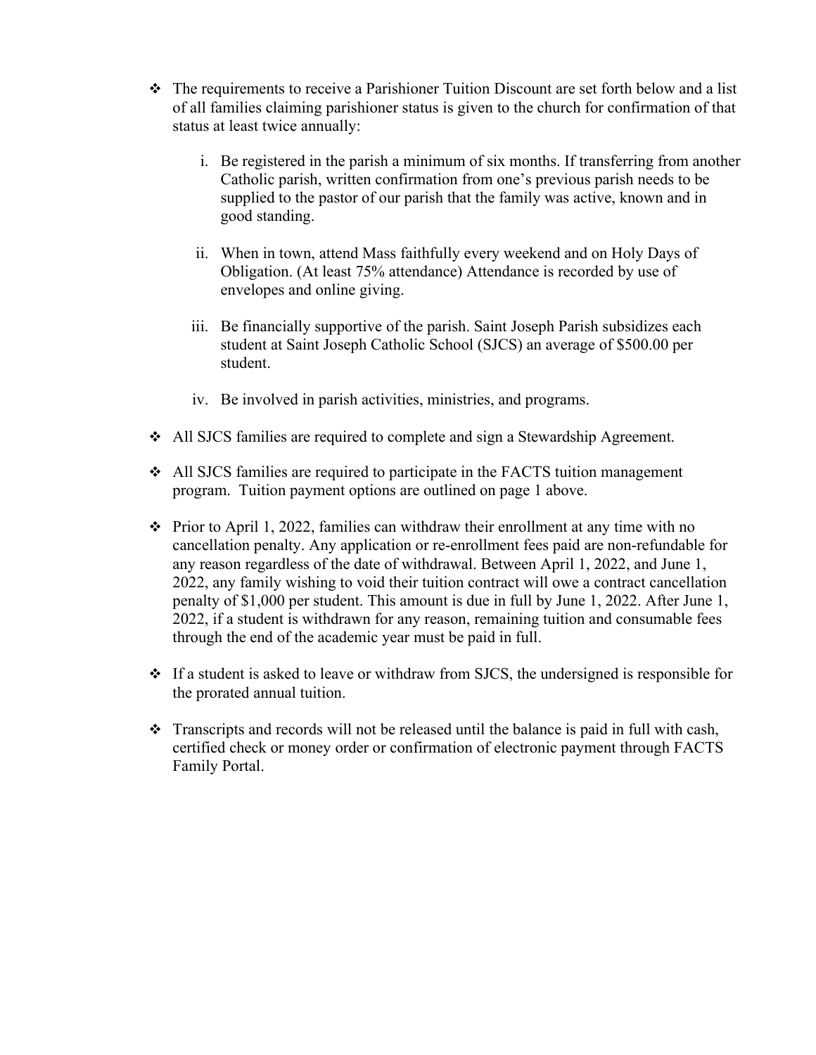- The requirements to receive a Parishioner Tuition Discount are set forth below and a list of all families claiming parishioner status is given to the church for confirmation of that status at least twice annually:

    i. Be registered in the parish a minimum of six months. If transferring from another Catholic parish, written confirmation from one's previous parish needs to be supplied to the pastor of our parish that the family was active, known and in good standing.

    ii. When in town, attend Mass faithfully every weekend and on Holy Days of Obligation. (At least 75% attendance) Attendance is recorded by use of envelopes and online giving.

    iii. Be financially supportive of the parish. Saint Joseph Parish subsidizes each student at Saint Joseph Catholic School (SJCS) an average of $500.00 per student.

    iv. Be involved in parish activities, ministries, and programs.

- All SJCS families are required to complete and sign a Stewardship Agreement.

- All SJCS families are required to participate in the FACTS tuition management program. Tuition payment options are outlined on page 1 above.

- Prior to April 1, 2022, families can withdraw their enrollment at any time with no cancellation penalty. Any application or re-enrollment fees paid are non-refundable for any reason regardless of the date of withdrawal. Between April 1, 2022, and June 1, 2022, any family wishing to void their tuition contract will owe a contract cancellation penalty of $1,000 per student. This amount is due in full by June 1, 2022. After June 1, 2022, if a student is withdrawn for any reason, remaining tuition and consumable fees through the end of the academic year must be paid in full.

- If a student is asked to leave or withdraw from SJCS, the undersigned is responsible for the prorated annual tuition.

- Transcripts and records will not be released until the balance is paid in full with cash, certified check or money order or confirmation of electronic payment through FACTS Family Portal.